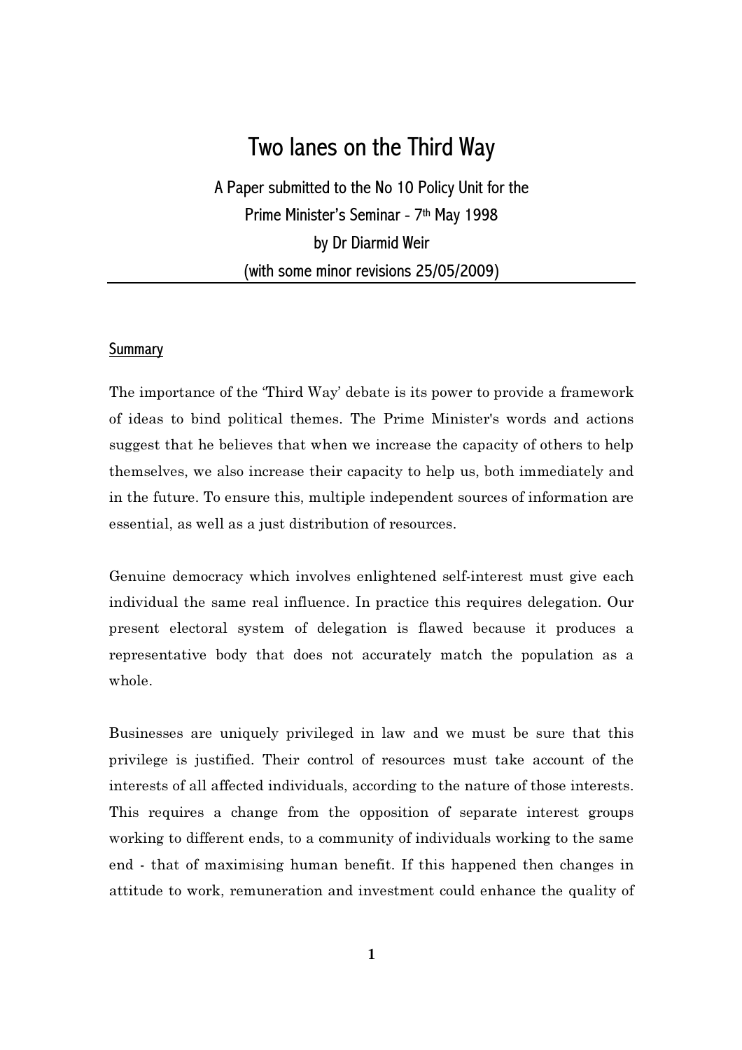# Two lanes on the Third Way

A Paper submitted to the No 10 Policy Unit for the Prime Minister's Seminar - 7th May 1998

by Dr Diarmid Weir

(with some minor revisions 25/05/2009)

---

## Summary

The importance of the 'Third Way' debate is its power to provide a framework of ideas to bind political themes. The Prime Minister's words and actions suggest that he believes that when we increase the capacity of others to help themselves, we also increase their capacity to help us, both immediately and in the future. To ensure this, multiple independent sources of information are essential, as well as a just distribution of resources.

Genuine democracy which involves enlightened self-interest must give each individual the same real influence. In practice this requires delegation. Our present electoral system of delegation is flawed because it produces a representative body that does not accurately match the population as a whole.

Businesses are uniquely privileged in law and we must be sure that this privilege is justified. Their control of resources must take account of the interests of all affected individuals, according to the nature of those interests. This requires a change from the opposition of separate interest groups working to different ends, to a community of individuals working to the same end - that of maximising human benefit. If this happened then changes in attitude to work, remuneration and investment could enhance the quality of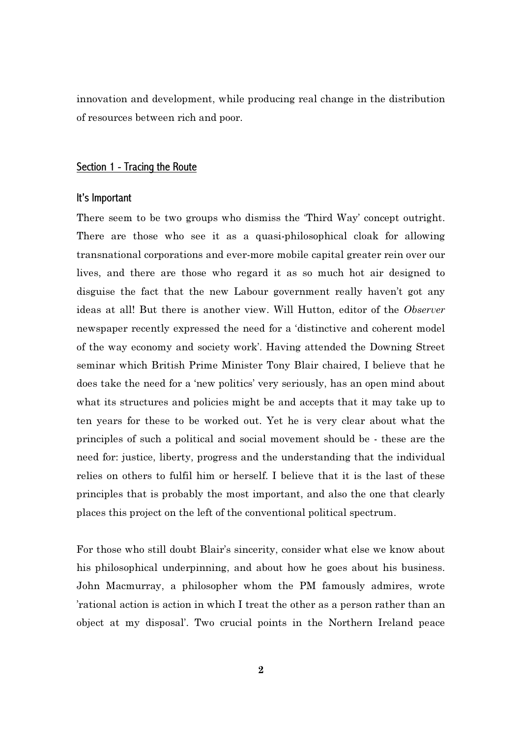innovation and development, while producing real change in the distribution of resources between rich and poor.

## Section 1 - Tracing the Route

### It's Important

There seem to be two groups who dismiss the 'Third Way' concept outright. There are those who see it as a quasi-philosophical cloak for allowing transnational corporations and ever-more mobile capital greater rein over our lives, and there are those who regard it as so much hot air designed to disguise the fact that the new Labour government really haven't got any ideas at all! But there is another view. Will Hutton, editor of the *Observer* newspaper recently expressed the need for a 'distinctive and coherent model of the way economy and society work'. Having attended the Downing Street seminar which British Prime Minister Tony Blair chaired, I believe that he does take the need for a 'new politics' very seriously, has an open mind about what its structures and policies might be and accepts that it may take up to ten years for these to be worked out. Yet he is very clear about what the principles of such a political and social movement should be - these are the need for: justice, liberty, progress and the understanding that the individual relies on others to fulfil him or herself. I believe that it is the last of these principles that is probably the most important, and also the one that clearly places this project on the left of the conventional political spectrum.

For those who still doubt Blair's sincerity, consider what else we know about his philosophical underpinning, and about how he goes about his business. John Macmurray, a philosopher whom the PM famously admires, wrote 'rational action is action in which I treat the other as a person rather than an object at my disposal'. Two crucial points in the Northern Ireland peace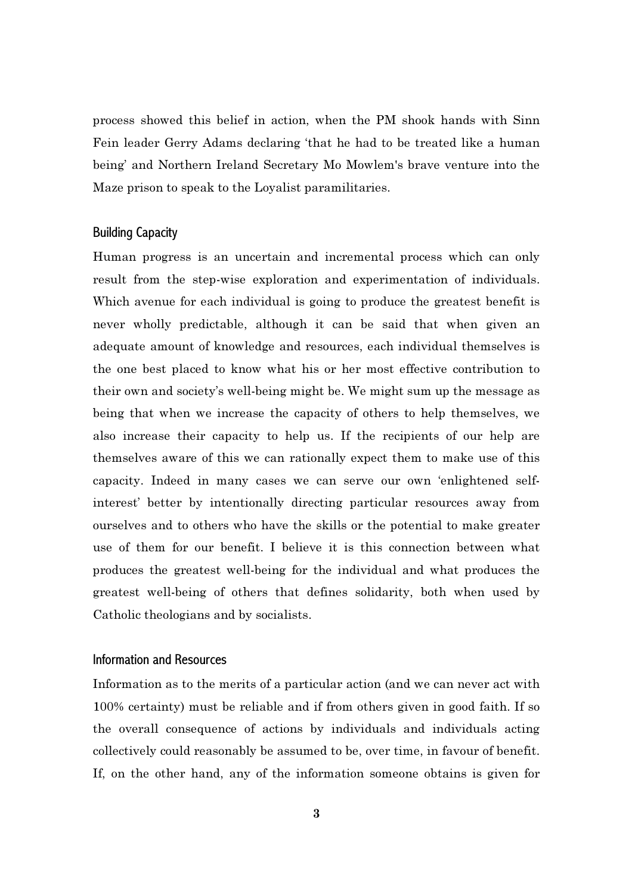process showed this belief in action, when the PM shook hands with Sinn Fein leader Gerry Adams declaring 'that he had to be treated like a human being' and Northern Ireland Secretary Mo Mowlem's brave venture into the Maze prison to speak to the Loyalist paramilitaries.

### Building Capacity

Human progress is an uncertain and incremental process which can only result from the step-wise exploration and experimentation of individuals. Which avenue for each individual is going to produce the greatest benefit is never wholly predictable, although it can be said that when given an adequate amount of knowledge and resources, each individual themselves is the one best placed to know what his or her most effective contribution to their own and society's well-being might be. We might sum up the message as being that when we increase the capacity of others to help themselves, we also increase their capacity to help us. If the recipients of our help are themselves aware of this we can rationally expect them to make use of this capacity. Indeed in many cases we can serve our own 'enlightened self-interest' better by intentionally directing particular resources away from ourselves and to others who have the skills or the potential to make greater use of them for our benefit. I believe it is this connection between what produces the greatest well-being for the individual and what produces the greatest well-being of others that defines solidarity, both when used by Catholic theologians and by socialists.

### Information and Resources

Information as to the merits of a particular action (and we can never act with 100% certainty) must be reliable and if from others given in good faith. If so the overall consequence of actions by individuals and individuals acting collectively could reasonably be assumed to be, over time, in favour of benefit. If, on the other hand, any of the information someone obtains is given for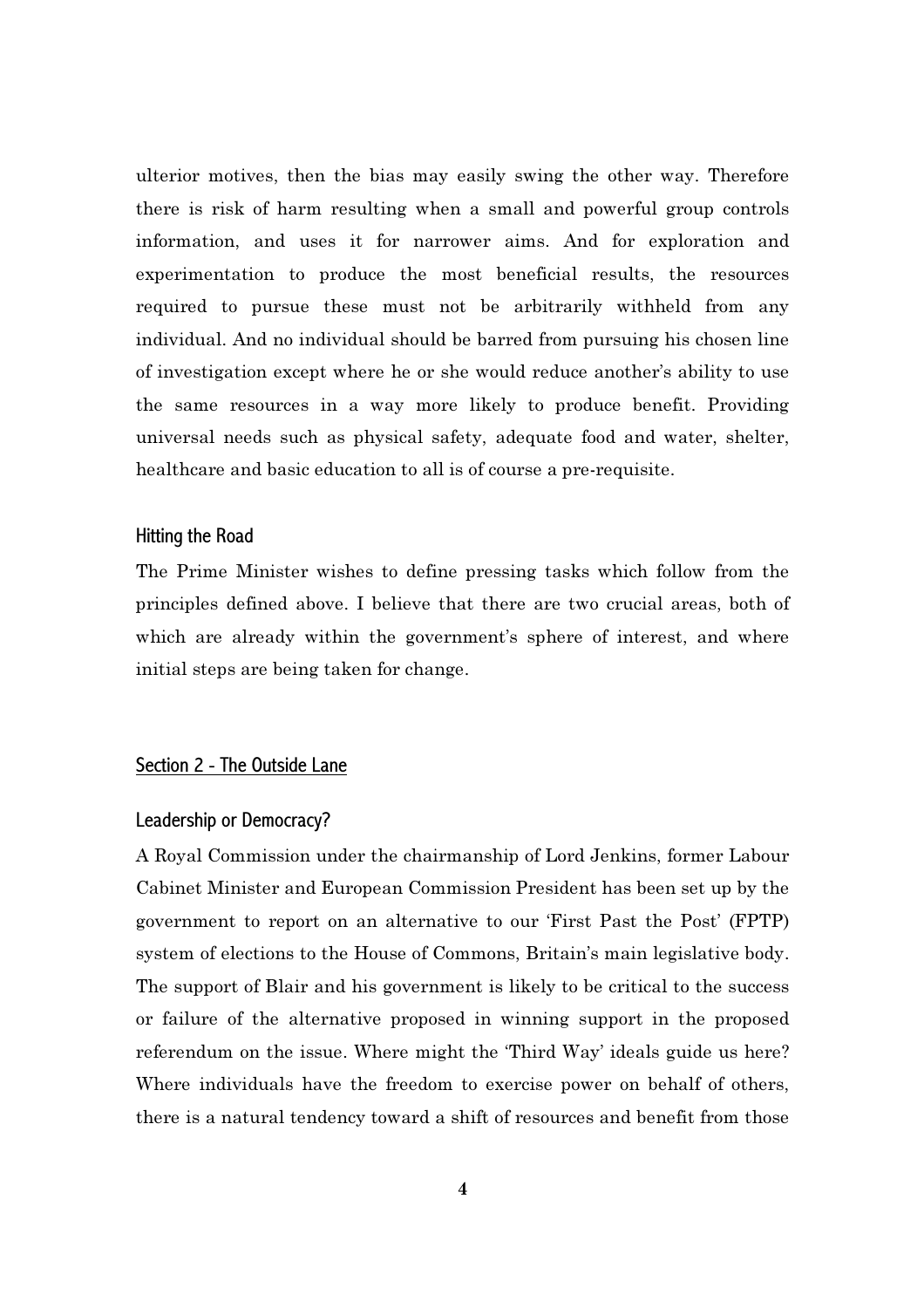ulterior motives, then the bias may easily swing the other way. Therefore there is risk of harm resulting when a small and powerful group controls information, and uses it for narrower aims. And for exploration and experimentation to produce the most beneficial results, the resources required to pursue these must not be arbitrarily withheld from any individual. And no individual should be barred from pursuing his chosen line of investigation except where he or she would reduce another's ability to use the same resources in a way more likely to produce benefit. Providing universal needs such as physical safety, adequate food and water, shelter, healthcare and basic education to all is of course a pre-requisite.

### Hitting the Road

The Prime Minister wishes to define pressing tasks which follow from the principles defined above. I believe that there are two crucial areas, both of which are already within the government's sphere of interest, and where initial steps are being taken for change.

## Section 2 - The Outside Lane

### Leadership or Democracy?

A Royal Commission under the chairmanship of Lord Jenkins, former Labour Cabinet Minister and European Commission President has been set up by the government to report on an alternative to our 'First Past the Post' (FPTP) system of elections to the House of Commons, Britain's main legislative body. The support of Blair and his government is likely to be critical to the success or failure of the alternative proposed in winning support in the proposed referendum on the issue. Where might the 'Third Way' ideals guide us here? Where individuals have the freedom to exercise power on behalf of others, there is a natural tendency toward a shift of resources and benefit from those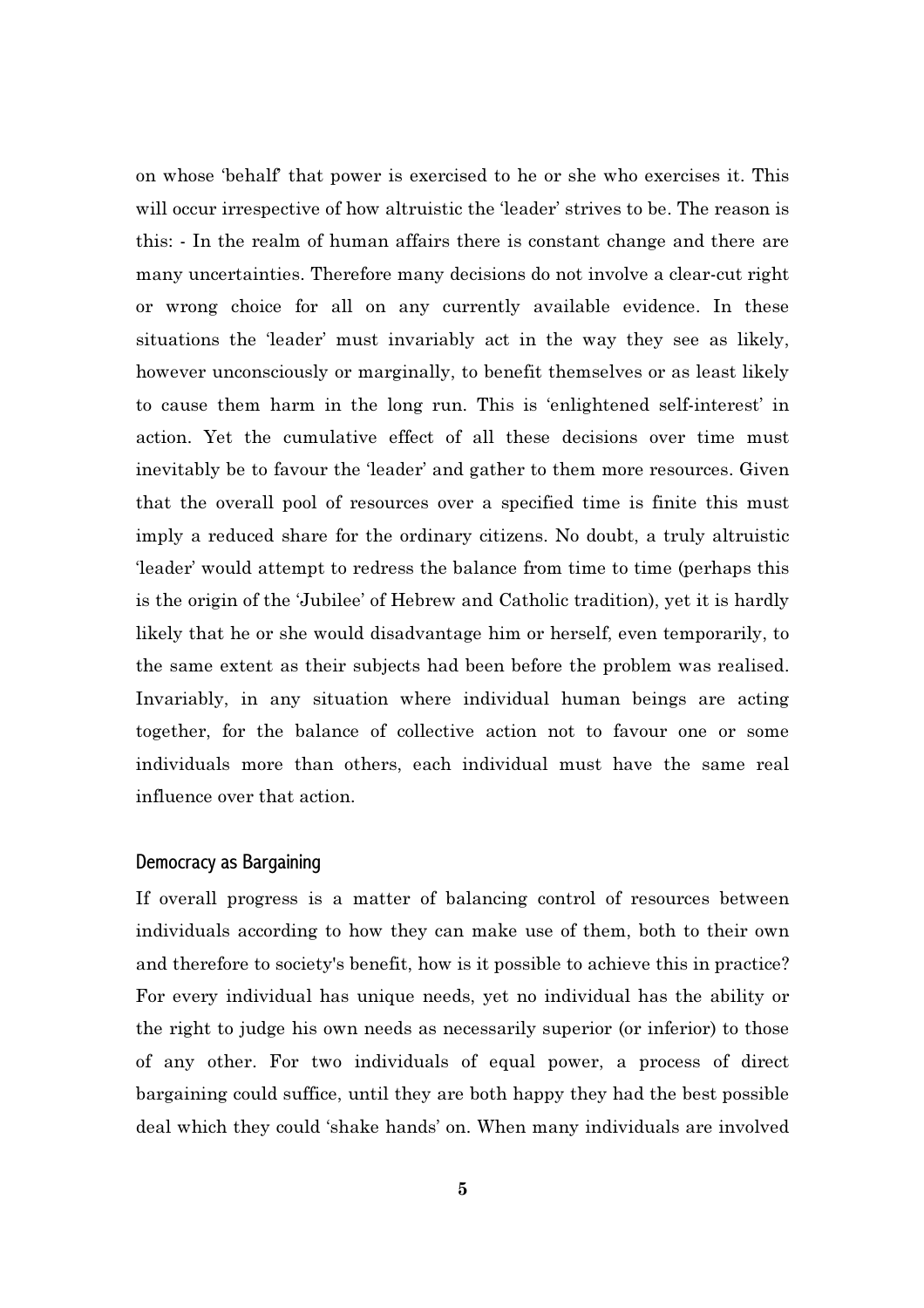on whose 'behalf' that power is exercised to he or she who exercises it. This will occur irrespective of how altruistic the 'leader' strives to be. The reason is this: - In the realm of human affairs there is constant change and there are many uncertainties. Therefore many decisions do not involve a clear-cut right or wrong choice for all on any currently available evidence. In these situations the 'leader' must invariably act in the way they see as likely, however unconsciously or marginally, to benefit themselves or as least likely to cause them harm in the long run. This is 'enlightened self-interest' in action. Yet the cumulative effect of all these decisions over time must inevitably be to favour the 'leader' and gather to them more resources. Given that the overall pool of resources over a specified time is finite this must imply a reduced share for the ordinary citizens. No doubt, a truly altruistic 'leader' would attempt to redress the balance from time to time (perhaps this is the origin of the 'Jubilee' of Hebrew and Catholic tradition), yet it is hardly likely that he or she would disadvantage him or herself, even temporarily, to the same extent as their subjects had been before the problem was realised. Invariably, in any situation where individual human beings are acting together, for the balance of collective action not to favour one or some individuals more than others, each individual must have the same real influence over that action.

## Democracy as Bargaining

If overall progress is a matter of balancing control of resources between individuals according to how they can make use of them, both to their own and therefore to society's benefit, how is it possible to achieve this in practice? For every individual has unique needs, yet no individual has the ability or the right to judge his own needs as necessarily superior (or inferior) to those of any other. For two individuals of equal power, a process of direct bargaining could suffice, until they are both happy they had the best possible deal which they could 'shake hands' on. When many individuals are involved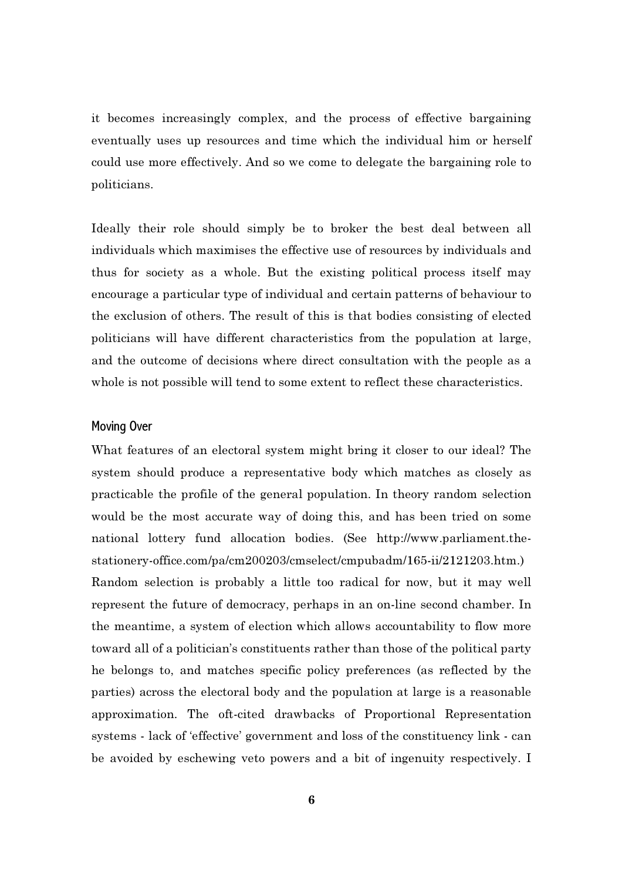it becomes increasingly complex, and the process of effective bargaining eventually uses up resources and time which the individual him or herself could use more effectively. And so we come to delegate the bargaining role to politicians.

Ideally their role should simply be to broker the best deal between all individuals which maximises the effective use of resources by individuals and thus for society as a whole. But the existing political process itself may encourage a particular type of individual and certain patterns of behaviour to the exclusion of others. The result of this is that bodies consisting of elected politicians will have different characteristics from the population at large, and the outcome of decisions where direct consultation with the people as a whole is not possible will tend to some extent to reflect these characteristics.

## Moving Over

What features of an electoral system might bring it closer to our ideal? The system should produce a representative body which matches as closely as practicable the profile of the general population. In theory random selection would be the most accurate way of doing this, and has been tried on some national lottery fund allocation bodies. (See http://www.parliament.the-stationery-office.com/pa/cm200203/cmselect/cmpubadm/165-ii/2121203.htm.) Random selection is probably a little too radical for now, but it may well represent the future of democracy, perhaps in an on-line second chamber. In the meantime, a system of election which allows accountability to flow more toward all of a politician's constituents rather than those of the political party he belongs to, and matches specific policy preferences (as reflected by the parties) across the electoral body and the population at large is a reasonable approximation. The oft-cited drawbacks of Proportional Representation systems - lack of 'effective' government and loss of the constituency link - can be avoided by eschewing veto powers and a bit of ingenuity respectively. I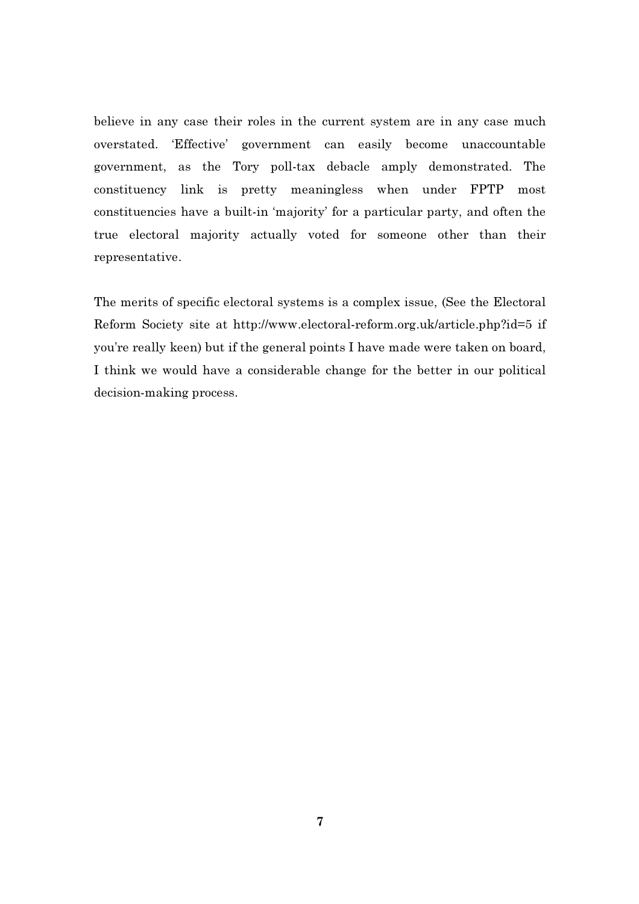believe in any case their roles in the current system are in any case much overstated. 'Effective' government can easily become unaccountable government, as the Tory poll-tax debacle amply demonstrated. The constituency link is pretty meaningless when under FPTP most constituencies have a built-in 'majority' for a particular party, and often the true electoral majority actually voted for someone other than their representative.

The merits of specific electoral systems is a complex issue, (See the Electoral Reform Society site at http://www.electoral-reform.org.uk/article.php?id=5 if you're really keen) but if the general points I have made were taken on board, I think we would have a considerable change for the better in our political decision-making process.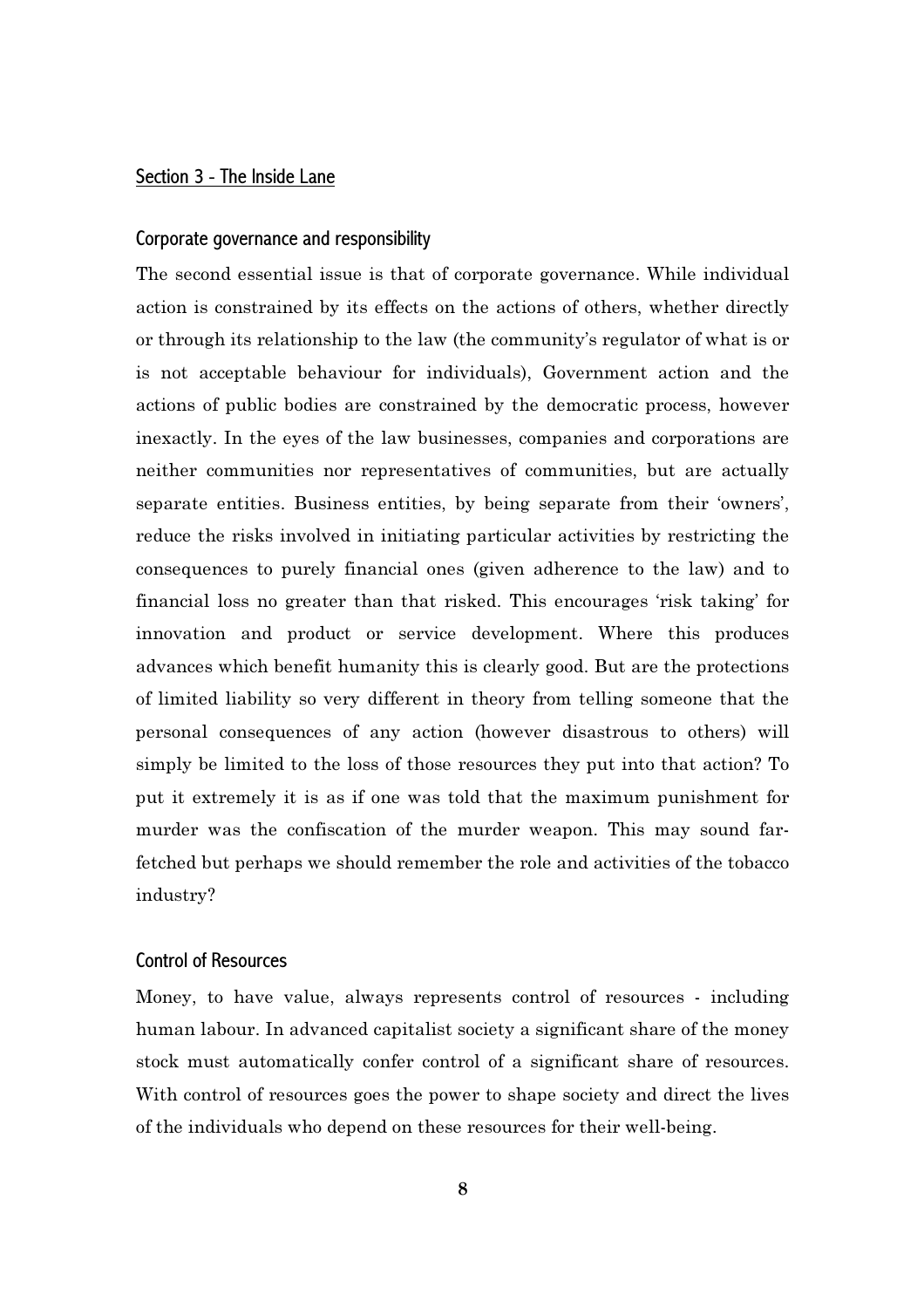## Section 3 - The Inside Lane

### Corporate governance and responsibility

The second essential issue is that of corporate governance. While individual action is constrained by its effects on the actions of others, whether directly or through its relationship to the law (the community's regulator of what is or is not acceptable behaviour for individuals), Government action and the actions of public bodies are constrained by the democratic process, however inexactly. In the eyes of the law businesses, companies and corporations are neither communities nor representatives of communities, but are actually separate entities. Business entities, by being separate from their 'owners', reduce the risks involved in initiating particular activities by restricting the consequences to purely financial ones (given adherence to the law) and to financial loss no greater than that risked. This encourages 'risk taking' for innovation and product or service development. Where this produces advances which benefit humanity this is clearly good. But are the protections of limited liability so very different in theory from telling someone that the personal consequences of any action (however disastrous to others) will simply be limited to the loss of those resources they put into that action? To put it extremely it is as if one was told that the maximum punishment for murder was the confiscation of the murder weapon. This may sound far-fetched but perhaps we should remember the role and activities of the tobacco industry?

### Control of Resources

Money, to have value, always represents control of resources - including human labour. In advanced capitalist society a significant share of the money stock must automatically confer control of a significant share of resources. With control of resources goes the power to shape society and direct the lives of the individuals who depend on these resources for their well-being.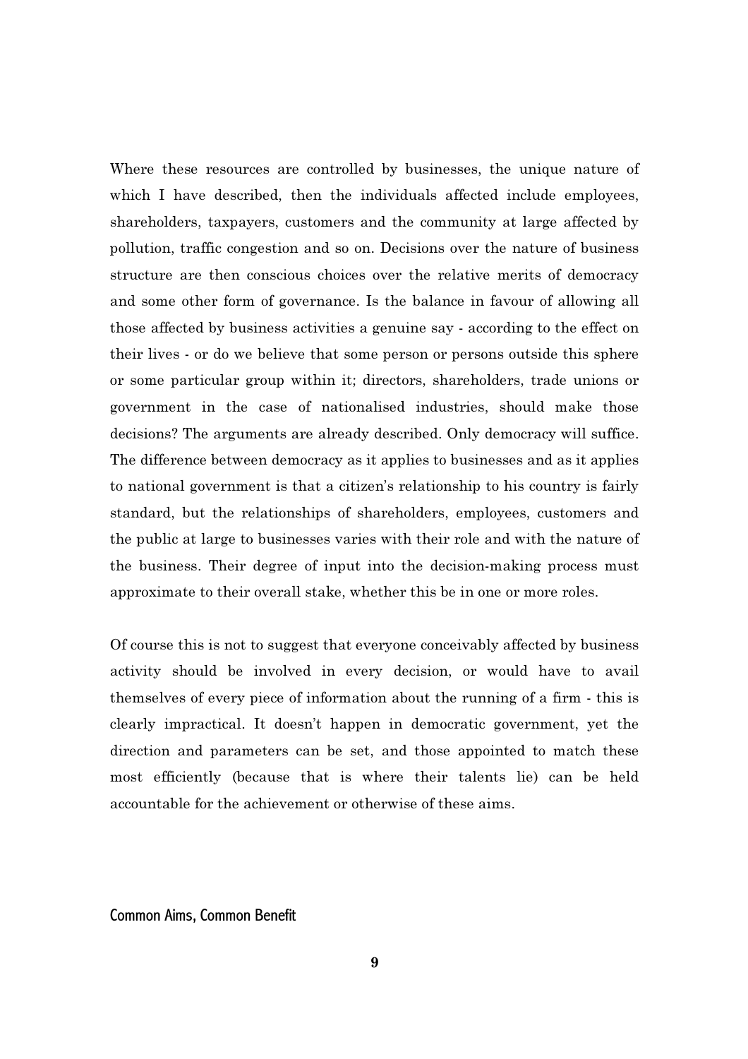Where these resources are controlled by businesses, the unique nature of which I have described, then the individuals affected include employees, shareholders, taxpayers, customers and the community at large affected by pollution, traffic congestion and so on. Decisions over the nature of business structure are then conscious choices over the relative merits of democracy and some other form of governance. Is the balance in favour of allowing all those affected by business activities a genuine say - according to the effect on their lives - or do we believe that some person or persons outside this sphere or some particular group within it; directors, shareholders, trade unions or government in the case of nationalised industries, should make those decisions? The arguments are already described. Only democracy will suffice. The difference between democracy as it applies to businesses and as it applies to national government is that a citizen's relationship to his country is fairly standard, but the relationships of shareholders, employees, customers and the public at large to businesses varies with their role and with the nature of the business. Their degree of input into the decision-making process must approximate to their overall stake, whether this be in one or more roles.

Of course this is not to suggest that everyone conceivably affected by business activity should be involved in every decision, or would have to avail themselves of every piece of information about the running of a firm - this is clearly impractical. It doesn't happen in democratic government, yet the direction and parameters can be set, and those appointed to match these most efficiently (because that is where their talents lie) can be held accountable for the achievement or otherwise of these aims.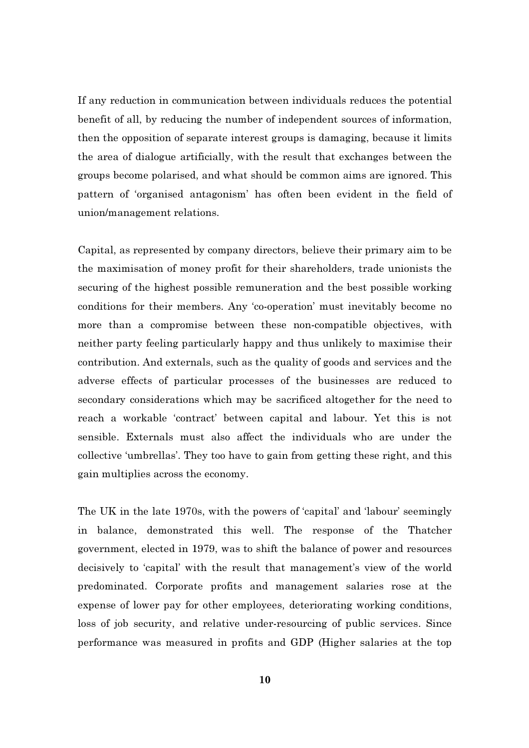If any reduction in communication between individuals reduces the potential benefit of all, by reducing the number of independent sources of information, then the opposition of separate interest groups is damaging, because it limits the area of dialogue artificially, with the result that exchanges between the groups become polarised, and what should be common aims are ignored. This pattern of 'organised antagonism' has often been evident in the field of union/management relations.

Capital, as represented by company directors, believe their primary aim to be the maximisation of money profit for their shareholders, trade unionists the securing of the highest possible remuneration and the best possible working conditions for their members. Any 'co-operation' must inevitably become no more than a compromise between these non-compatible objectives, with neither party feeling particularly happy and thus unlikely to maximise their contribution. And externals, such as the quality of goods and services and the adverse effects of particular processes of the businesses are reduced to secondary considerations which may be sacrificed altogether for the need to reach a workable 'contract' between capital and labour. Yet this is not sensible. Externals must also affect the individuals who are under the collective 'umbrellas'. They too have to gain from getting these right, and this gain multiplies across the economy.

The UK in the late 1970s, with the powers of 'capital' and 'labour' seemingly in balance, demonstrated this well. The response of the Thatcher government, elected in 1979, was to shift the balance of power and resources decisively to 'capital' with the result that management's view of the world predominated. Corporate profits and management salaries rose at the expense of lower pay for other employees, deteriorating working conditions, loss of job security, and relative under-resourcing of public services. Since performance was measured in profits and GDP (Higher salaries at the top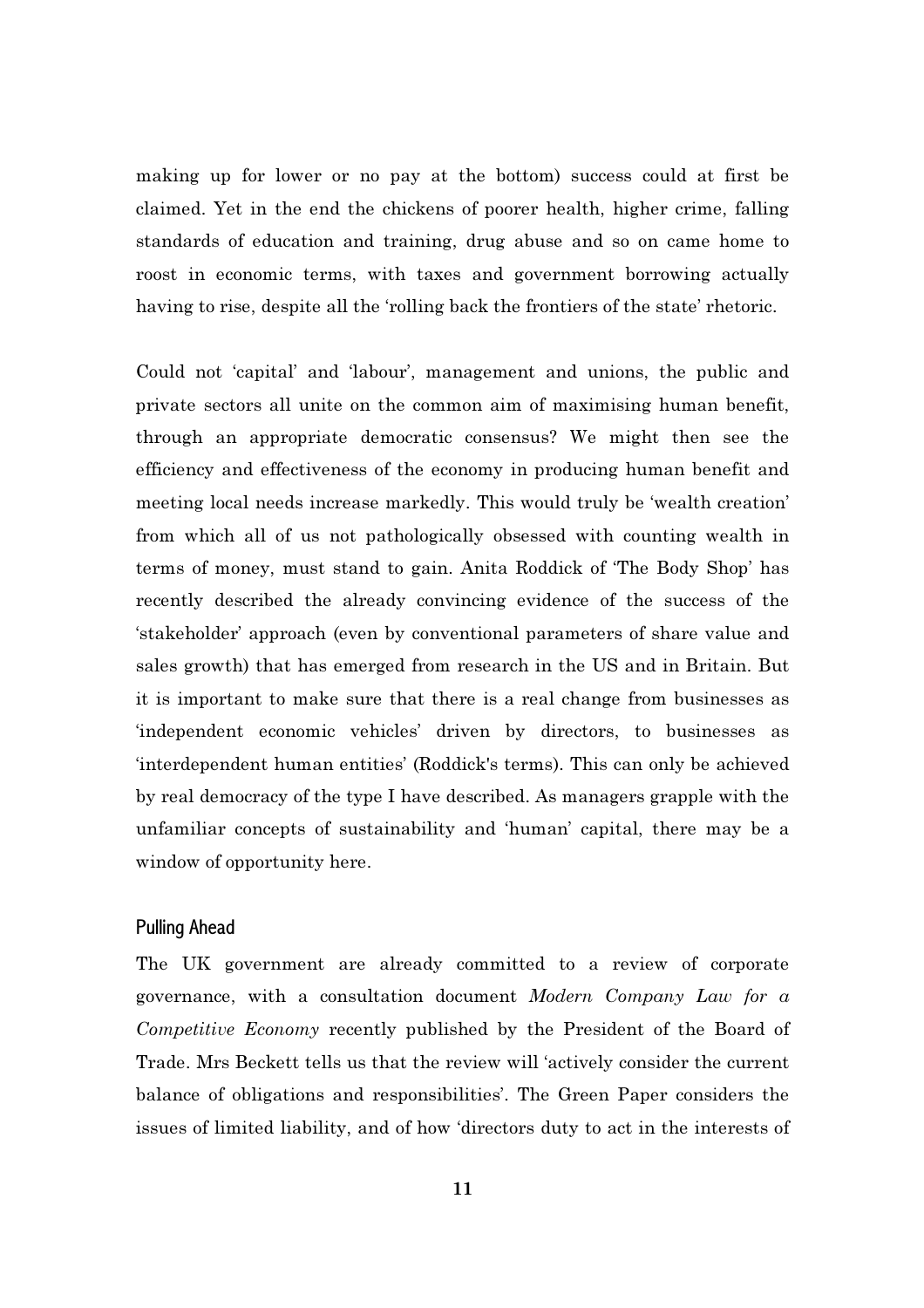making up for lower or no pay at the bottom) success could at first be claimed. Yet in the end the chickens of poorer health, higher crime, falling standards of education and training, drug abuse and so on came home to roost in economic terms, with taxes and government borrowing actually having to rise, despite all the 'rolling back the frontiers of the state' rhetoric.

Could not 'capital' and 'labour', management and unions, the public and private sectors all unite on the common aim of maximising human benefit, through an appropriate democratic consensus? We might then see the efficiency and effectiveness of the economy in producing human benefit and meeting local needs increase markedly. This would truly be 'wealth creation' from which all of us not pathologically obsessed with counting wealth in terms of money, must stand to gain. Anita Roddick of 'The Body Shop' has recently described the already convincing evidence of the success of the 'stakeholder' approach (even by conventional parameters of share value and sales growth) that has emerged from research in the US and in Britain. But it is important to make sure that there is a real change from businesses as 'independent economic vehicles' driven by directors, to businesses as 'interdependent human entities' (Roddick's terms). This can only be achieved by real democracy of the type I have described. As managers grapple with the unfamiliar concepts of sustainability and 'human' capital, there may be a window of opportunity here.

### Pulling Ahead

The UK government are already committed to a review of corporate governance, with a consultation document *Modern Company Law for a Competitive Economy* recently published by the President of the Board of Trade. Mrs Beckett tells us that the review will 'actively consider the current balance of obligations and responsibilities'. The Green Paper considers the issues of limited liability, and of how 'directors duty to act in the interests of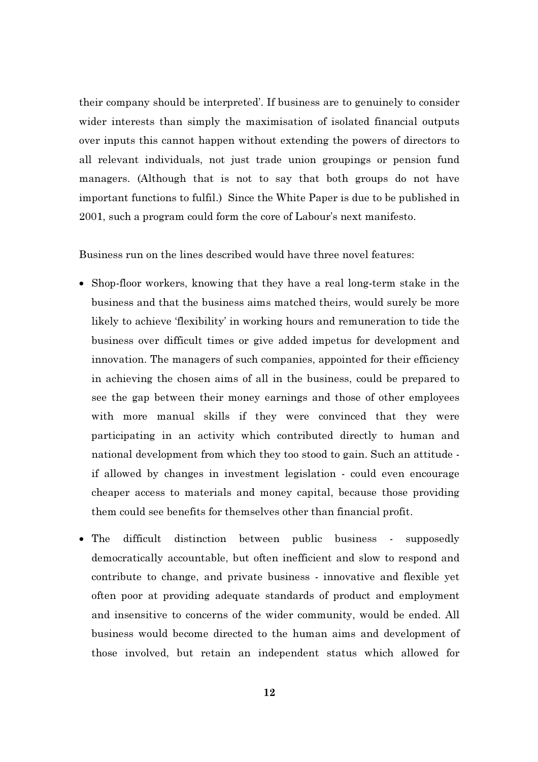their company should be interpreted'. If business are to genuinely to consider wider interests than simply the maximisation of isolated financial outputs over inputs this cannot happen without extending the powers of directors to all relevant individuals, not just trade union groupings or pension fund managers. (Although that is not to say that both groups do not have important functions to fulfil.) Since the White Paper is due to be published in 2001, such a program could form the core of Labour's next manifesto.

Business run on the lines described would have three novel features:

- Shop-floor workers, knowing that they have a real long-term stake in the business and that the business aims matched theirs, would surely be more likely to achieve 'flexibility' in working hours and remuneration to tide the business over difficult times or give added impetus for development and innovation. The managers of such companies, appointed for their efficiency in achieving the chosen aims of all in the business, could be prepared to see the gap between their money earnings and those of other employees with more manual skills if they were convinced that they were participating in an activity which contributed directly to human and national development from which they too stood to gain. Such an attitude - if allowed by changes in investment legislation - could even encourage cheaper access to materials and money capital, because those providing them could see benefits for themselves other than financial profit.
- The difficult distinction between public business - supposedly democratically accountable, but often inefficient and slow to respond and contribute to change, and private business - innovative and flexible yet often poor at providing adequate standards of product and employment and insensitive to concerns of the wider community, would be ended. All business would become directed to the human aims and development of those involved, but retain an independent status which allowed for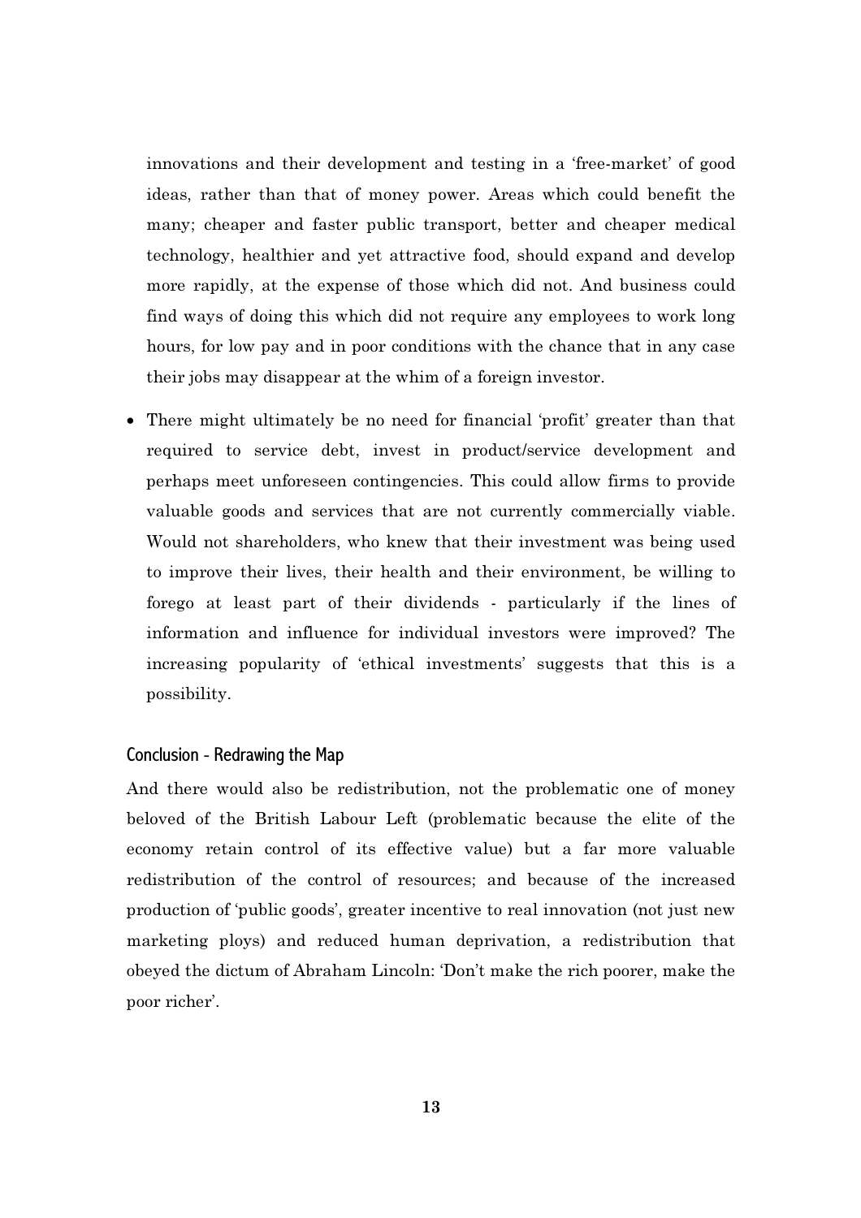innovations and their development and testing in a 'free-market' of good ideas, rather than that of money power. Areas which could benefit the many; cheaper and faster public transport, better and cheaper medical technology, healthier and yet attractive food, should expand and develop more rapidly, at the expense of those which did not. And business could find ways of doing this which did not require any employees to work long hours, for low pay and in poor conditions with the chance that in any case their jobs may disappear at the whim of a foreign investor.

- There might ultimately be no need for financial 'profit' greater than that required to service debt, invest in product/service development and perhaps meet unforeseen contingencies. This could allow firms to provide valuable goods and services that are not currently commercially viable. Would not shareholders, who knew that their investment was being used to improve their lives, their health and their environment, be willing to forego at least part of their dividends - particularly if the lines of information and influence for individual investors were improved? The increasing popularity of 'ethical investments' suggests that this is a possibility.

## Conclusion - Redrawing the Map

And there would also be redistribution, not the problematic one of money beloved of the British Labour Left (problematic because the elite of the economy retain control of its effective value) but a far more valuable redistribution of the control of resources; and because of the increased production of 'public goods', greater incentive to real innovation (not just new marketing ploys) and reduced human deprivation, a redistribution that obeyed the dictum of Abraham Lincoln: 'Don't make the rich poorer, make the poor richer'.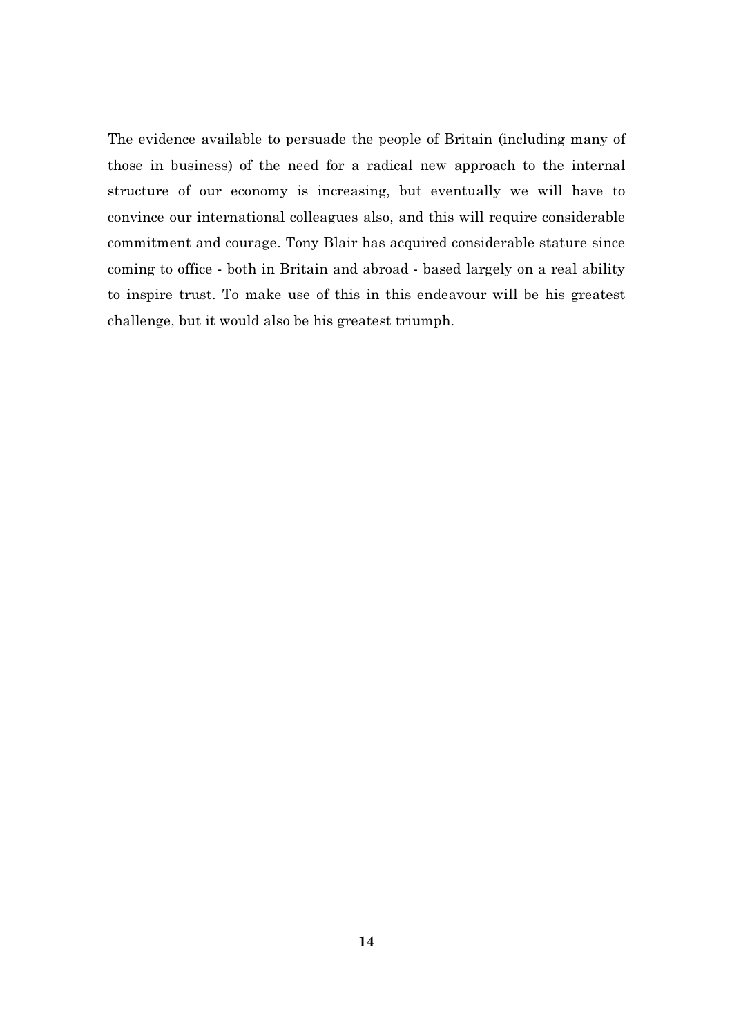The evidence available to persuade the people of Britain (including many of those in business) of the need for a radical new approach to the internal structure of our economy is increasing, but eventually we will have to convince our international colleagues also, and this will require considerable commitment and courage. Tony Blair has acquired considerable stature since coming to office - both in Britain and abroad - based largely on a real ability to inspire trust. To make use of this in this endeavour will be his greatest challenge, but it would also be his greatest triumph.